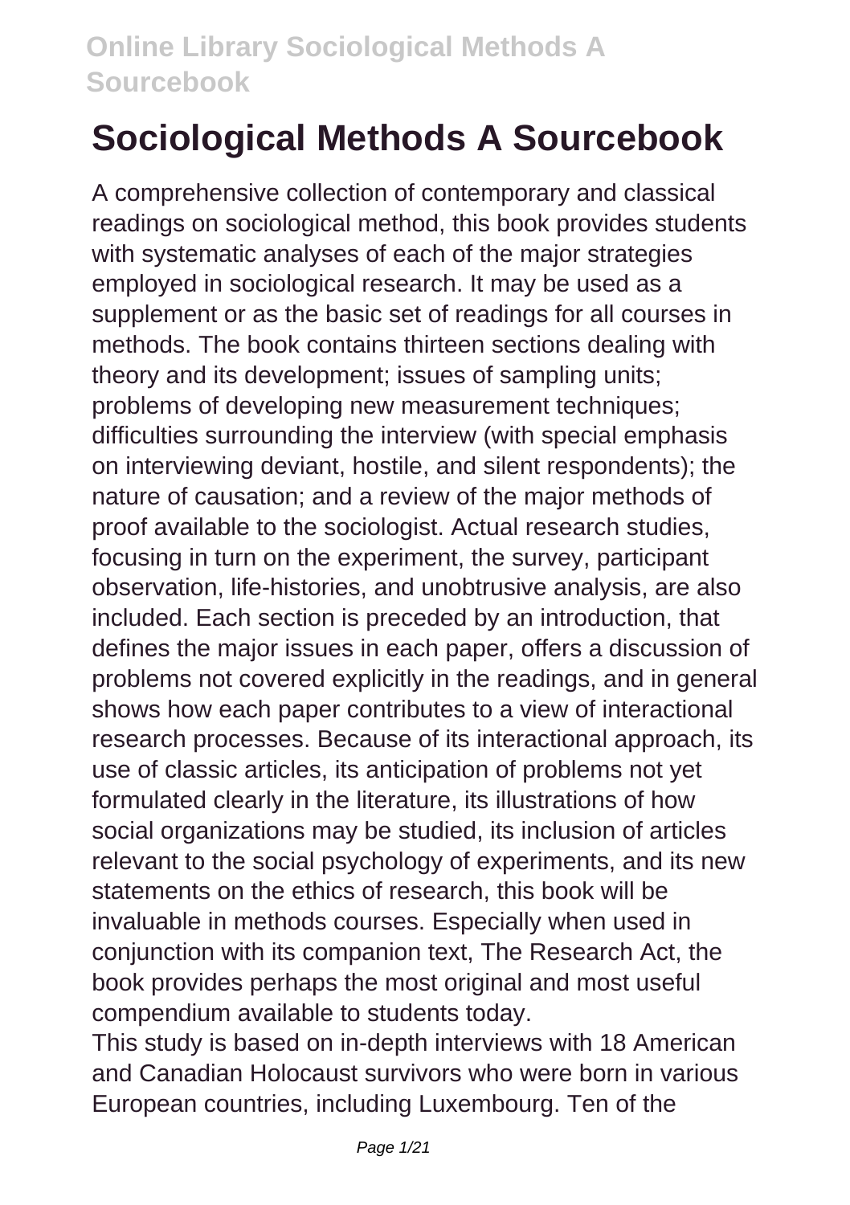# Sociological Methods A Sourcebook

A comprehensive collection of contemporary and classical readings on sociological method, this book provides students with systematic analyses of each of the major strategies employed in sociological research. It may be used as a supplement or as the basic set of readings for all courses in methods. The book contains thirteen sections dealing with theory and its development; issues of sampling units; problems of developing new measurement techniques; difficulties surrounding the interview (with special emphasis on interviewing deviant, hostile, and silent respondents); the nature of causation; and a review of the major methods of proof available to the sociologist. Actual research studies, focusing in turn on the experiment, the survey, participant observation, life-histories, and unobtrusive analysis, are also included. Each section is preceded by an introduction, that defines the major issues in each paper, offers a discussion of problems not covered explicitly in the readings, and in general shows how each paper contributes to a view of interactional research processes. Because of its interactional approach, its use of classic articles, its anticipation of problems not yet formulated clearly in the literature, its illustrations of how social organizations may be studied, its inclusion of articles relevant to the social psychology of experiments, and its new statements on the ethics of research, this book will be invaluable in methods courses. Especially when used in conjunction with its companion text, The Research Act, the book provides perhaps the most original and most useful compendium available to students today.

This study is based on in-depth interviews with 18 American and Canadian Holocaust survivors who were born in various European countries, including Luxembourg. Ten of the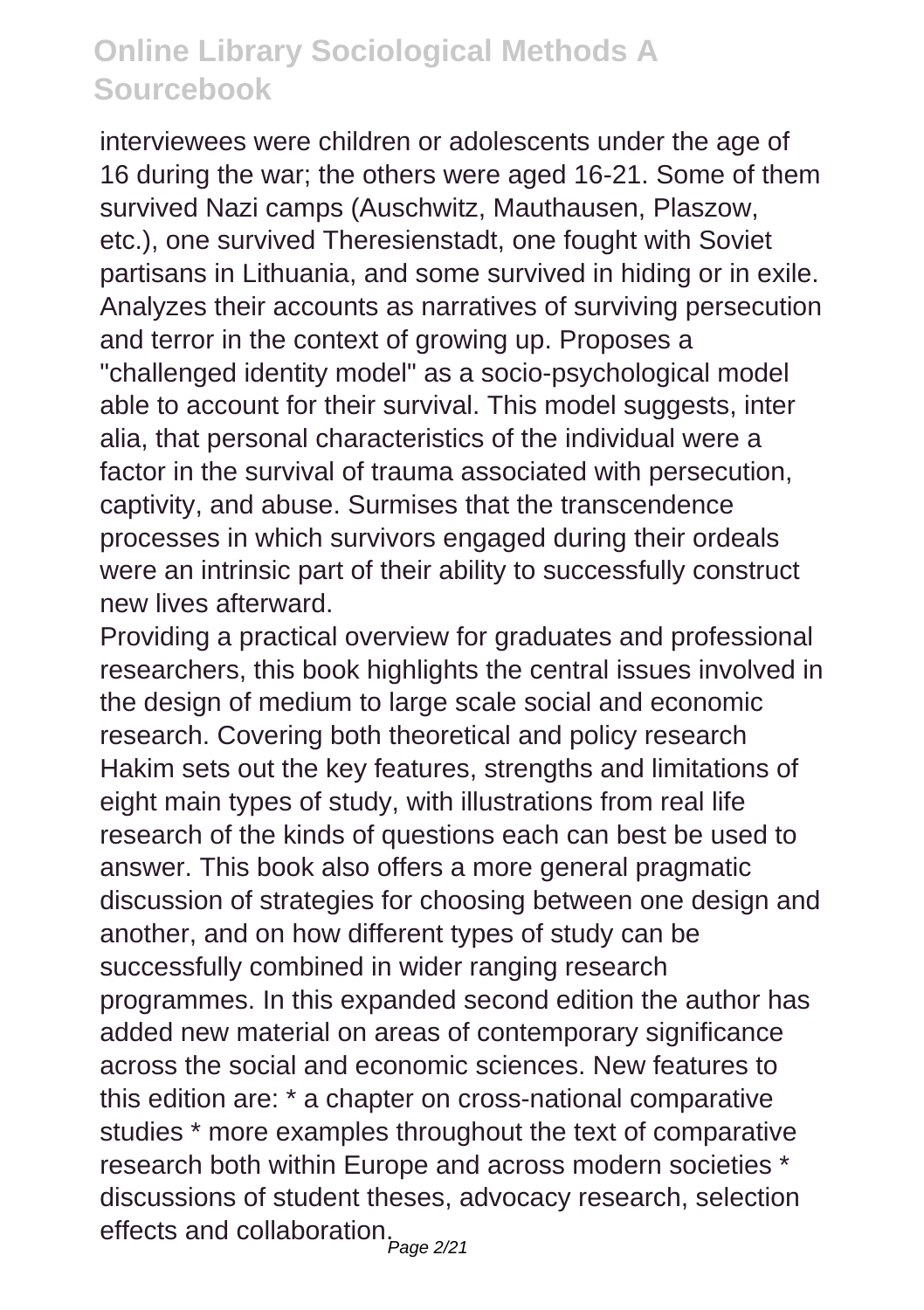interviewees were children or adolescents under the age of 16 during the war; the others were aged 16-21. Some of them survived Nazi camps (Auschwitz, Mauthausen, Plaszow, etc.), one survived Theresienstadt, one fought with Soviet partisans in Lithuania, and some survived in hiding or in exile. Analyzes their accounts as narratives of surviving persecution and terror in the context of growing up. Proposes a "challenged identity model" as a socio-psychological model able to account for their survival. This model suggests, inter alia, that personal characteristics of the individual were a factor in the survival of trauma associated with persecution, captivity, and abuse. Surmises that the transcendence processes in which survivors engaged during their ordeals were an intrinsic part of their ability to successfully construct new lives afterward.

Providing a practical overview for graduates and professional researchers, this book highlights the central issues involved in the design of medium to large scale social and economic research. Covering both theoretical and policy research Hakim sets out the key features, strengths and limitations of eight main types of study, with illustrations from real life research of the kinds of questions each can best be used to answer. This book also offers a more general pragmatic discussion of strategies for choosing between one design and another, and on how different types of study can be successfully combined in wider ranging research programmes. In this expanded second edition the author has added new material on areas of contemporary significance across the social and economic sciences. New features to this edition are: * a chapter on cross-national comparative studies * more examples throughout the text of comparative research both within Europe and across modern societies * discussions of student theses, advocacy research, selection effects and collaboration.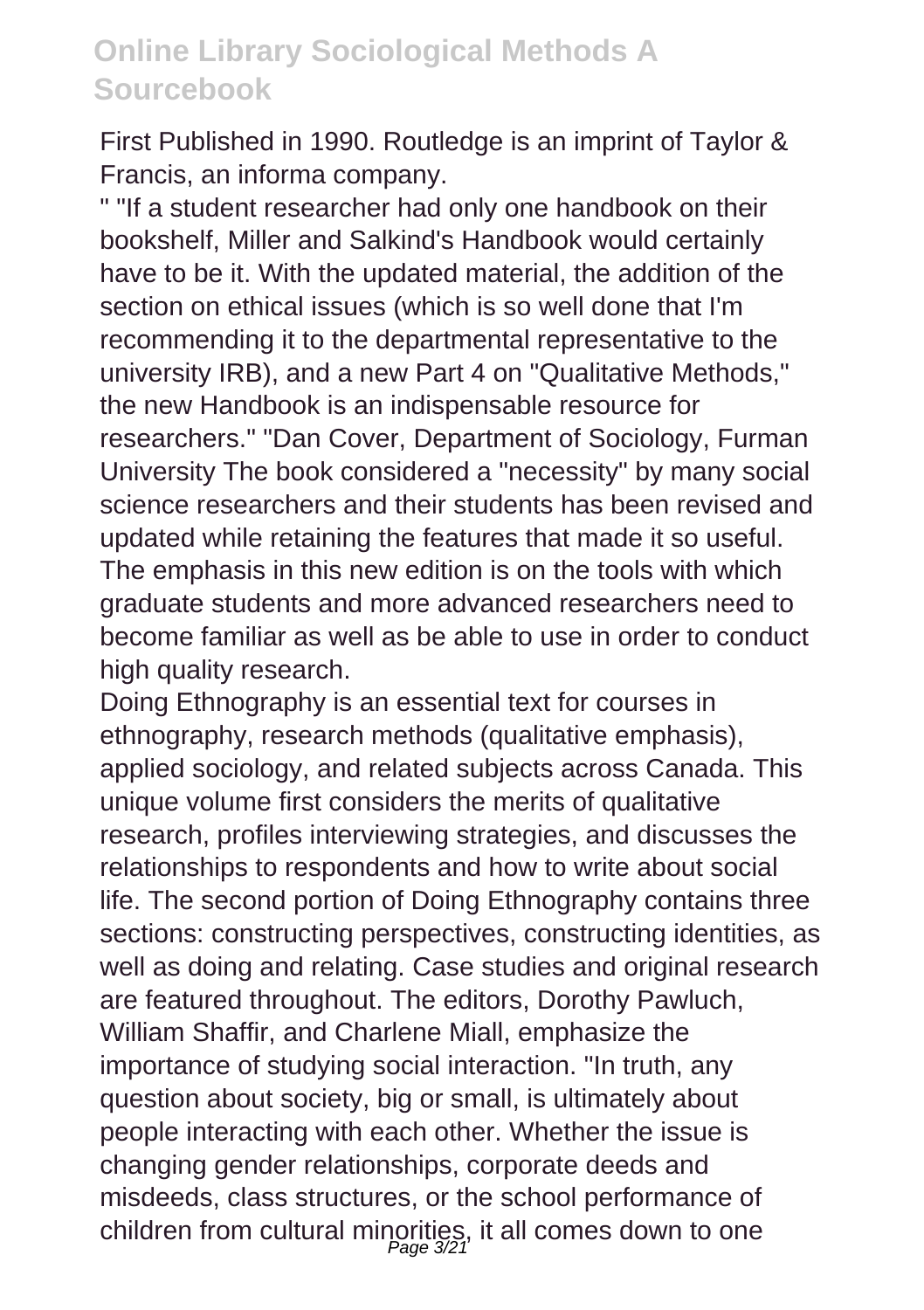First Published in 1990. Routledge is an imprint of Taylor & Francis, an informa company.

" "If a student researcher had only one handbook on their bookshelf, Miller and Salkind's Handbook would certainly have to be it. With the updated material, the addition of the section on ethical issues (which is so well done that I'm recommending it to the departmental representative to the university IRB), and a new Part 4 on "Qualitative Methods," the new Handbook is an indispensable resource for researchers." "Dan Cover, Department of Sociology, Furman University The book considered a "necessity" by many social science researchers and their students has been revised and updated while retaining the features that made it so useful. The emphasis in this new edition is on the tools with which graduate students and more advanced researchers need to become familiar as well as be able to use in order to conduct high quality research.

Doing Ethnography is an essential text for courses in ethnography, research methods (qualitative emphasis), applied sociology, and related subjects across Canada. This unique volume first considers the merits of qualitative research, profiles interviewing strategies, and discusses the relationships to respondents and how to write about social life. The second portion of Doing Ethnography contains three sections: constructing perspectives, constructing identities, as well as doing and relating. Case studies and original research are featured throughout. The editors, Dorothy Pawluch, William Shaffir, and Charlene Miall, emphasize the importance of studying social interaction. "In truth, any question about society, big or small, is ultimately about people interacting with each other. Whether the issue is changing gender relationships, corporate deeds and misdeeds, class structures, or the school performance of children from cultural minorities, it all comes down to one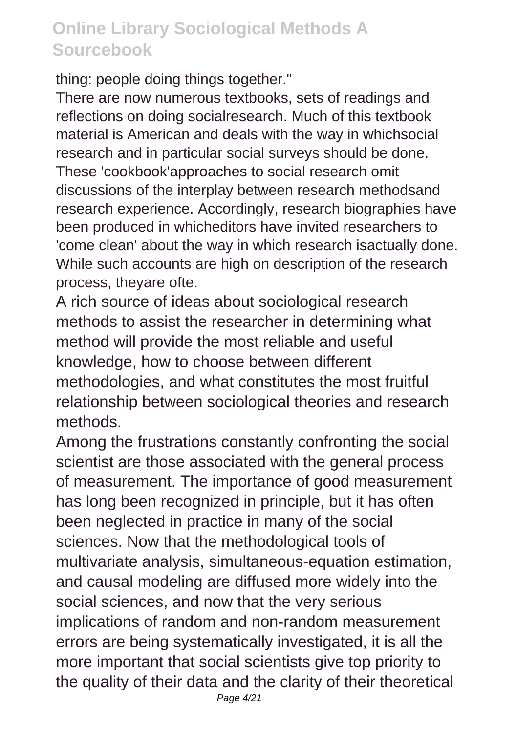thing: people doing things together."

There are now numerous textbooks, sets of readings and reflections on doing socialresearch. Much of this textbook material is American and deals with the way in whichsocial research and in particular social surveys should be done. These 'cookbook'approaches to social research omit discussions of the interplay between research methodsand research experience. Accordingly, research biographies have been produced in whicheditors have invited researchers to 'come clean' about the way in which research isactually done. While such accounts are high on description of the research process, theyare ofte.

A rich source of ideas about sociological research methods to assist the researcher in determining what method will provide the most reliable and useful knowledge, how to choose between different methodologies, and what constitutes the most fruitful relationship between sociological theories and research methods.

Among the frustrations constantly confronting the social scientist are those associated with the general process of measurement. The importance of good measurement has long been recognized in principle, but it has often been neglected in practice in many of the social sciences. Now that the methodological tools of multivariate analysis, simultaneous-equation estimation, and causal modeling are diffused more widely into the social sciences, and now that the very serious implications of random and non-random measurement errors are being systematically investigated, it is all the more important that social scientists give top priority to the quality of their data and the clarity of their theoretical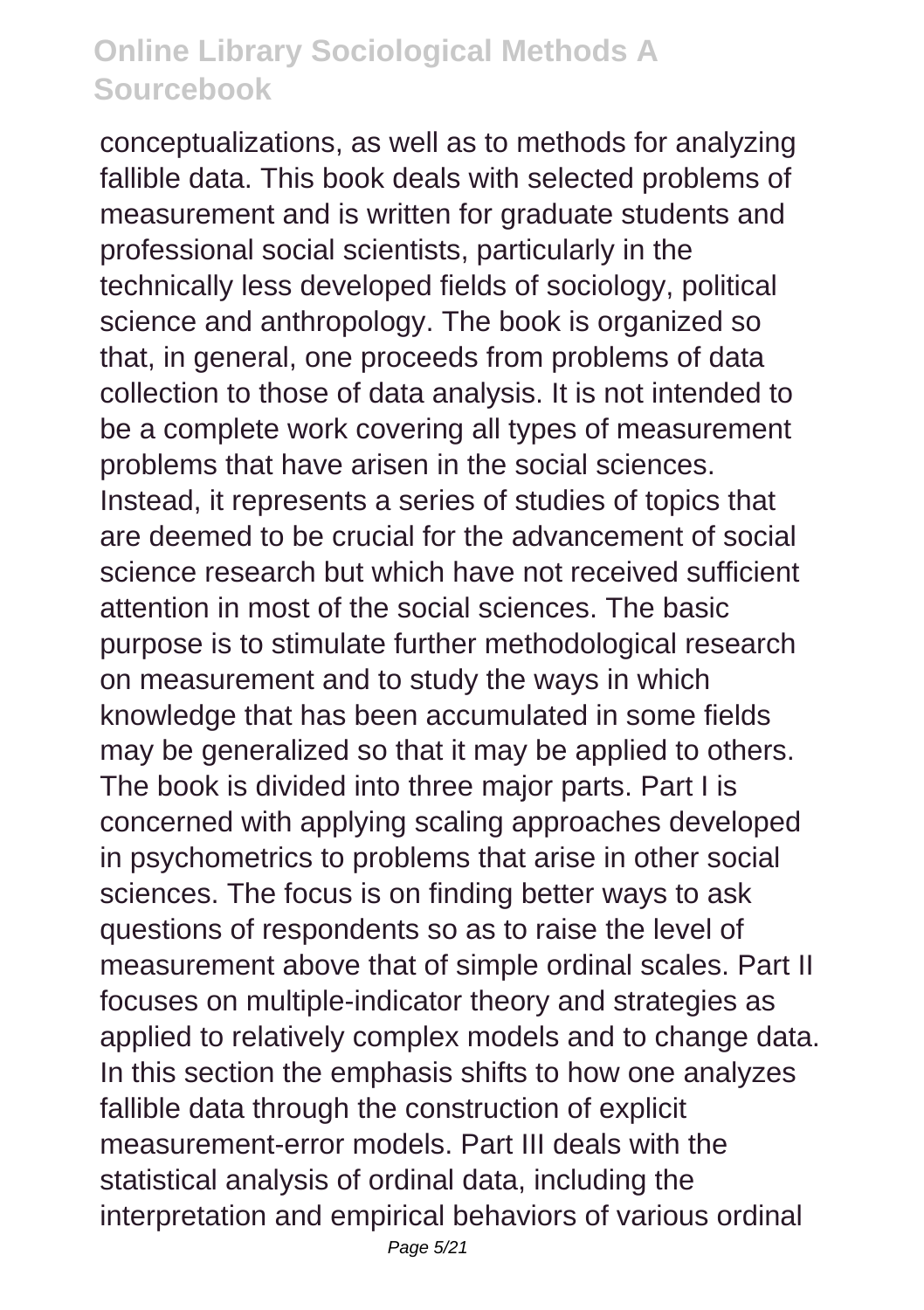conceptualizations, as well as to methods for analyzing fallible data. This book deals with selected problems of measurement and is written for graduate students and professional social scientists, particularly in the technically less developed fields of sociology, political science and anthropology. The book is organized so that, in general, one proceeds from problems of data collection to those of data analysis. It is not intended to be a complete work covering all types of measurement problems that have arisen in the social sciences. Instead, it represents a series of studies of topics that are deemed to be crucial for the advancement of social science research but which have not received sufficient attention in most of the social sciences. The basic purpose is to stimulate further methodological research on measurement and to study the ways in which knowledge that has been accumulated in some fields may be generalized so that it may be applied to others. The book is divided into three major parts. Part I is concerned with applying scaling approaches developed in psychometrics to problems that arise in other social sciences. The focus is on finding better ways to ask questions of respondents so as to raise the level of measurement above that of simple ordinal scales. Part II focuses on multiple-indicator theory and strategies as applied to relatively complex models and to change data. In this section the emphasis shifts to how one analyzes fallible data through the construction of explicit measurement-error models. Part III deals with the statistical analysis of ordinal data, including the interpretation and empirical behaviors of various ordinal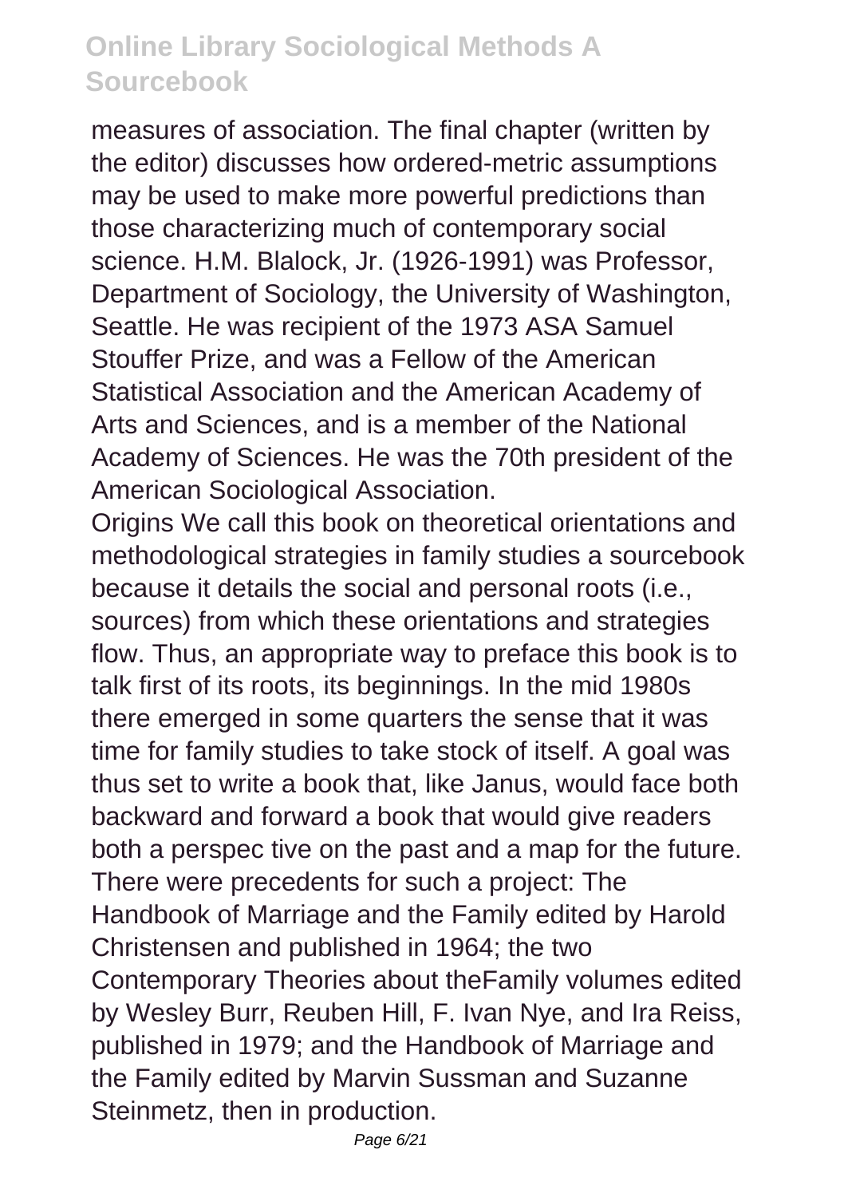measures of association. The final chapter (written by the editor) discusses how ordered-metric assumptions may be used to make more powerful predictions than those characterizing much of contemporary social science. H.M. Blalock, Jr. (1926-1991) was Professor, Department of Sociology, the University of Washington, Seattle. He was recipient of the 1973 ASA Samuel Stouffer Prize, and was a Fellow of the American Statistical Association and the American Academy of Arts and Sciences, and is a member of the National Academy of Sciences. He was the 70th president of the American Sociological Association.

Origins We call this book on theoretical orientations and methodological strategies in family studies a sourcebook because it details the social and personal roots (i.e., sources) from which these orientations and strategies flow. Thus, an appropriate way to preface this book is to talk first of its roots, its beginnings. In the mid 1980s there emerged in some quarters the sense that it was time for family studies to take stock of itself. A goal was thus set to write a book that, like Janus, would face both backward and forward a book that would give readers both a perspec tive on the past and a map for the future. There were precedents for such a project: The Handbook of Marriage and the Family edited by Harold Christensen and published in 1964; the two Contemporary Theories about theFamily volumes edited by Wesley Burr, Reuben Hill, F. Ivan Nye, and Ira Reiss, published in 1979; and the Handbook of Marriage and the Family edited by Marvin Sussman and Suzanne Steinmetz, then in production.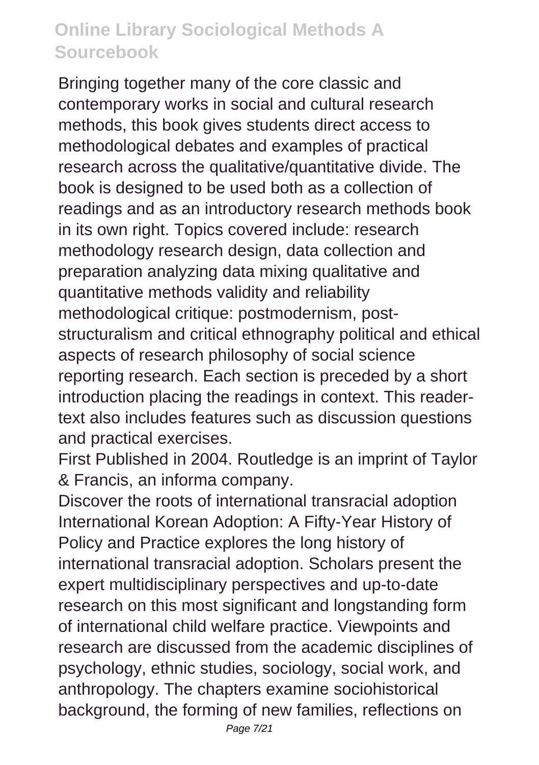Bringing together many of the core classic and contemporary works in social and cultural research methods, this book gives students direct access to methodological debates and examples of practical research across the qualitative/quantitative divide. The book is designed to be used both as a collection of readings and as an introductory research methods book in its own right. Topics covered include: research methodology research design, data collection and preparation analyzing data mixing qualitative and quantitative methods validity and reliability methodological critique: postmodernism, post-structuralism and critical ethnography political and ethical aspects of research philosophy of social science reporting research. Each section is preceded by a short introduction placing the readings in context. This reader-text also includes features such as discussion questions and practical exercises.

First Published in 2004. Routledge is an imprint of Taylor & Francis, an informa company.

Discover the roots of international transracial adoption International Korean Adoption: A Fifty-Year History of Policy and Practice explores the long history of international transracial adoption. Scholars present the expert multidisciplinary perspectives and up-to-date research on this most significant and longstanding form of international child welfare practice. Viewpoints and research are discussed from the academic disciplines of psychology, ethnic studies, sociology, social work, and anthropology. The chapters examine sociohistorical background, the forming of new families, reflections on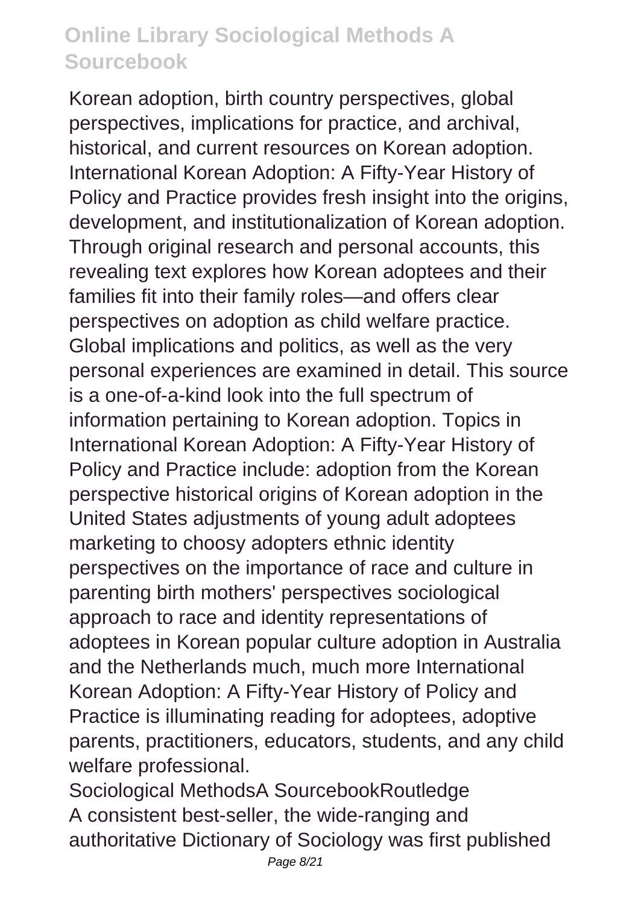Korean adoption, birth country perspectives, global perspectives, implications for practice, and archival, historical, and current resources on Korean adoption. International Korean Adoption: A Fifty-Year History of Policy and Practice provides fresh insight into the origins, development, and institutionalization of Korean adoption. Through original research and personal accounts, this revealing text explores how Korean adoptees and their families fit into their family roles—and offers clear perspectives on adoption as child welfare practice. Global implications and politics, as well as the very personal experiences are examined in detail. This source is a one-of-a-kind look into the full spectrum of information pertaining to Korean adoption. Topics in International Korean Adoption: A Fifty-Year History of Policy and Practice include: adoption from the Korean perspective historical origins of Korean adoption in the United States adjustments of young adult adoptees marketing to choosy adopters ethnic identity perspectives on the importance of race and culture in parenting birth mothers' perspectives sociological approach to race and identity representations of adoptees in Korean popular culture adoption in Australia and the Netherlands much, much more International Korean Adoption: A Fifty-Year History of Policy and Practice is illuminating reading for adoptees, adoptive parents, practitioners, educators, students, and any child welfare professional.

Sociological MethodsA SourcebookRoutledge

A consistent best-seller, the wide-ranging and authoritative Dictionary of Sociology was first published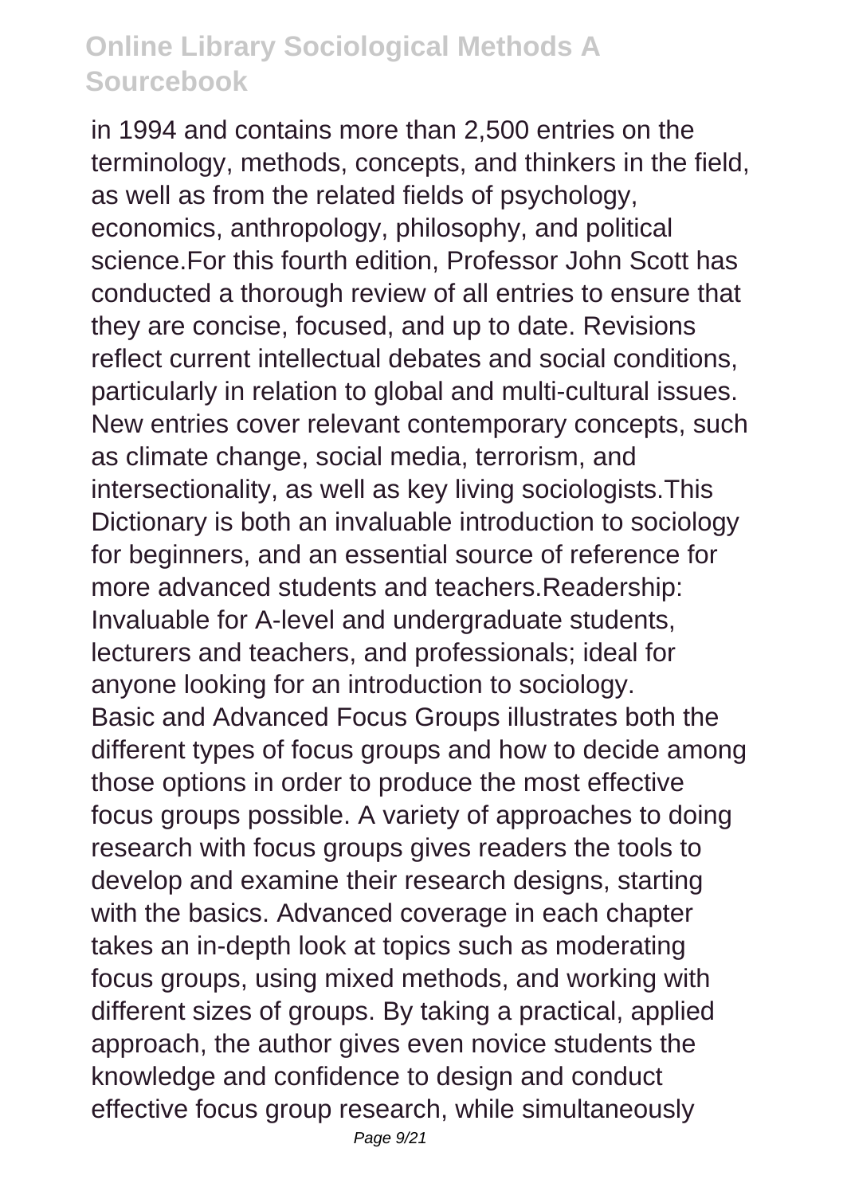in 1994 and contains more than 2,500 entries on the terminology, methods, concepts, and thinkers in the field, as well as from the related fields of psychology, economics, anthropology, philosophy, and political science.For this fourth edition, Professor John Scott has conducted a thorough review of all entries to ensure that they are concise, focused, and up to date. Revisions reflect current intellectual debates and social conditions, particularly in relation to global and multi-cultural issues. New entries cover relevant contemporary concepts, such as climate change, social media, terrorism, and intersectionality, as well as key living sociologists.This Dictionary is both an invaluable introduction to sociology for beginners, and an essential source of reference for more advanced students and teachers.Readership: Invaluable for A-level and undergraduate students, lecturers and teachers, and professionals; ideal for anyone looking for an introduction to sociology.

Basic and Advanced Focus Groups illustrates both the different types of focus groups and how to decide among those options in order to produce the most effective focus groups possible. A variety of approaches to doing research with focus groups gives readers the tools to develop and examine their research designs, starting with the basics. Advanced coverage in each chapter takes an in-depth look at topics such as moderating focus groups, using mixed methods, and working with different sizes of groups. By taking a practical, applied approach, the author gives even novice students the knowledge and confidence to design and conduct effective focus group research, while simultaneously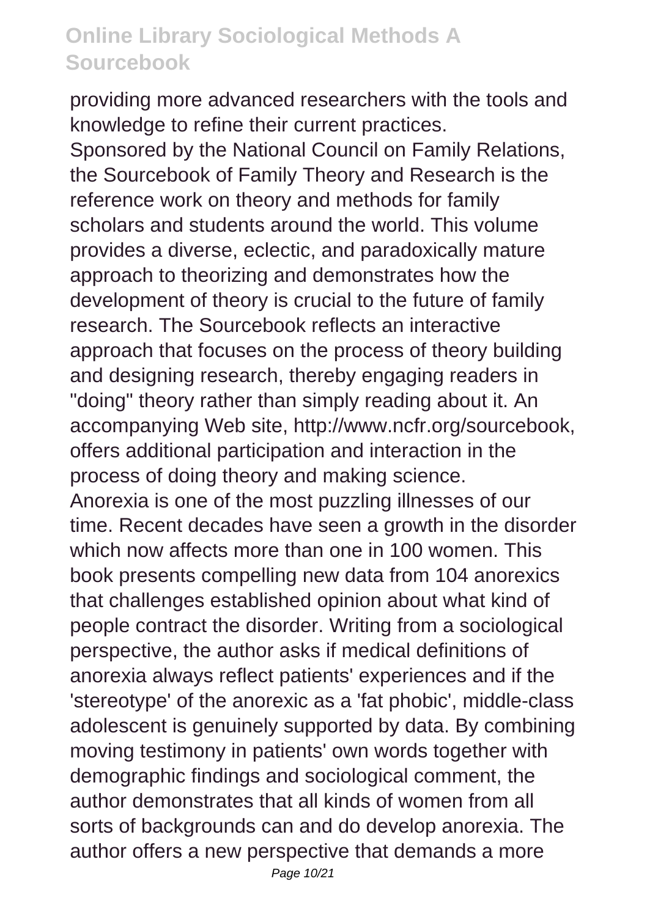providing more advanced researchers with the tools and knowledge to refine their current practices.

Sponsored by the National Council on Family Relations, the Sourcebook of Family Theory and Research is the reference work on theory and methods for family scholars and students around the world. This volume provides a diverse, eclectic, and paradoxically mature approach to theorizing and demonstrates how the development of theory is crucial to the future of family research. The Sourcebook reflects an interactive approach that focuses on the process of theory building and designing research, thereby engaging readers in "doing" theory rather than simply reading about it. An accompanying Web site, http://www.ncfr.org/sourcebook, offers additional participation and interaction in the process of doing theory and making science.

Anorexia is one of the most puzzling illnesses of our time. Recent decades have seen a growth in the disorder which now affects more than one in 100 women. This book presents compelling new data from 104 anorexics that challenges established opinion about what kind of people contract the disorder. Writing from a sociological perspective, the author asks if medical definitions of anorexia always reflect patients' experiences and if the 'stereotype' of the anorexic as a 'fat phobic', middle-class adolescent is genuinely supported by data. By combining moving testimony in patients' own words together with demographic findings and sociological comment, the author demonstrates that all kinds of women from all sorts of backgrounds can and do develop anorexia. The author offers a new perspective that demands a more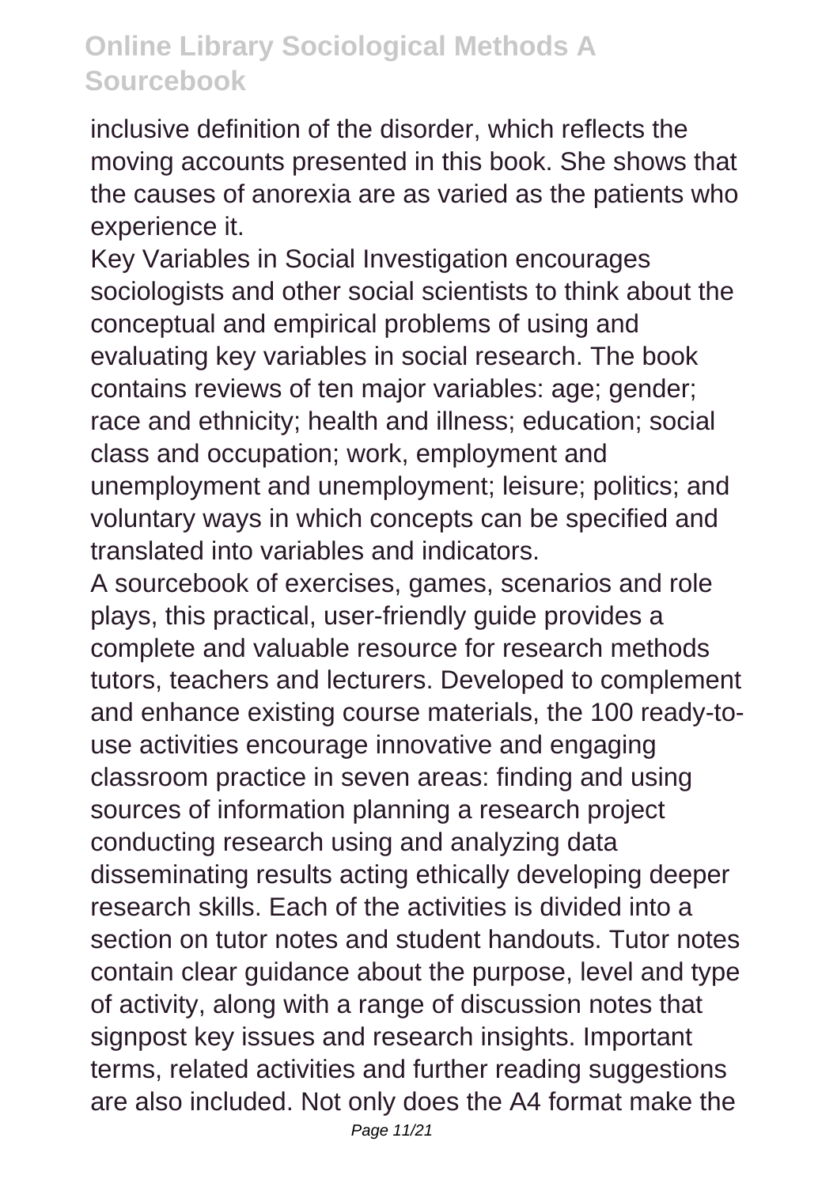inclusive definition of the disorder, which reflects the moving accounts presented in this book. She shows that the causes of anorexia are as varied as the patients who experience it.

Key Variables in Social Investigation encourages sociologists and other social scientists to think about the conceptual and empirical problems of using and evaluating key variables in social research. The book contains reviews of ten major variables: age; gender; race and ethnicity; health and illness; education; social class and occupation; work, employment and unemployment and unemployment; leisure; politics; and voluntary ways in which concepts can be specified and translated into variables and indicators.

A sourcebook of exercises, games, scenarios and role plays, this practical, user-friendly guide provides a complete and valuable resource for research methods tutors, teachers and lecturers. Developed to complement and enhance existing course materials, the 100 ready-to-use activities encourage innovative and engaging classroom practice in seven areas: finding and using sources of information planning a research project conducting research using and analyzing data disseminating results acting ethically developing deeper research skills. Each of the activities is divided into a section on tutor notes and student handouts. Tutor notes contain clear guidance about the purpose, level and type of activity, along with a range of discussion notes that signpost key issues and research insights. Important terms, related activities and further reading suggestions are also included. Not only does the A4 format make the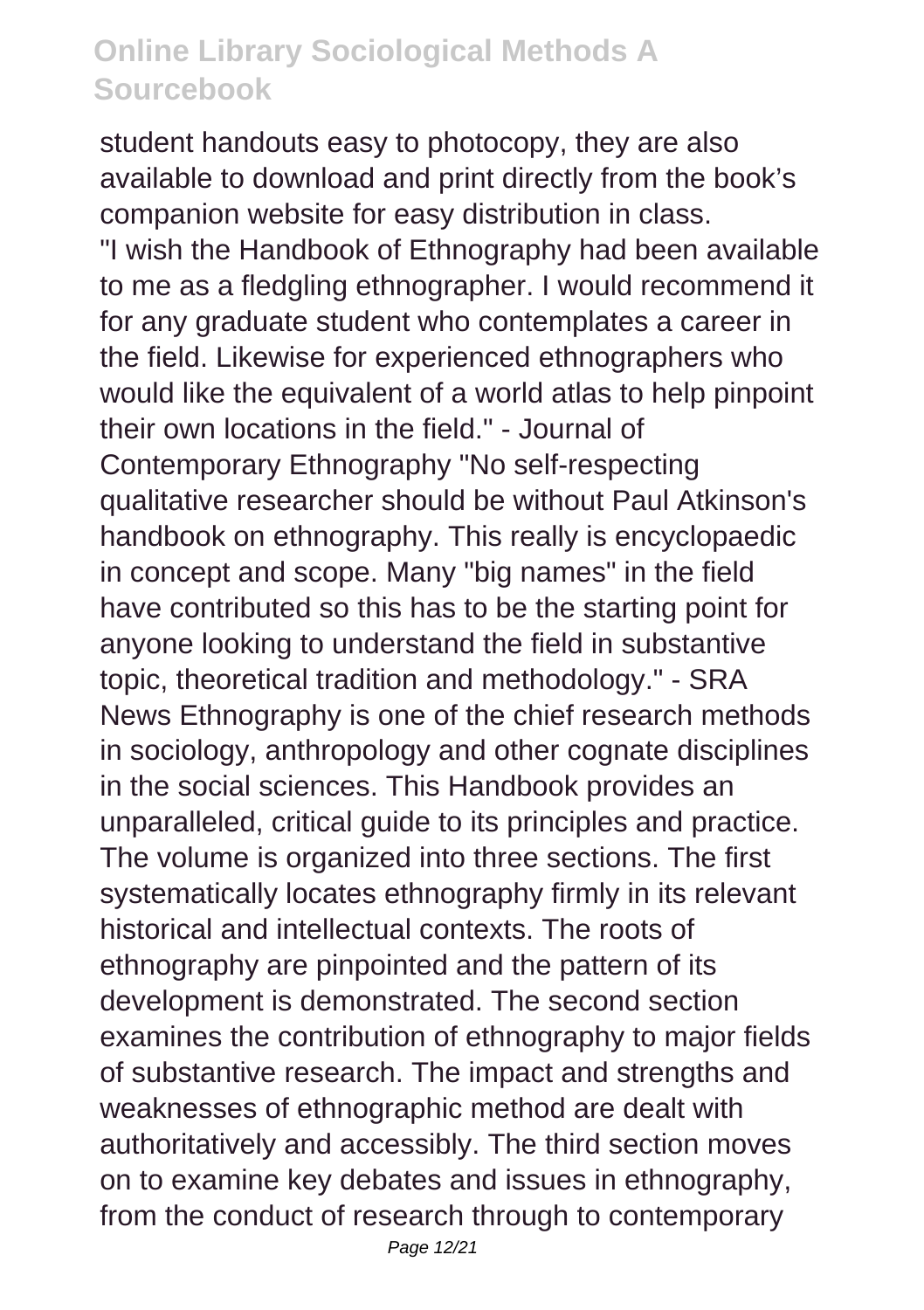student handouts easy to photocopy, they are also available to download and print directly from the book's companion website for easy distribution in class. "I wish the Handbook of Ethnography had been available to me as a fledgling ethnographer. I would recommend it for any graduate student who contemplates a career in the field. Likewise for experienced ethnographers who would like the equivalent of a world atlas to help pinpoint their own locations in the field." - Journal of Contemporary Ethnography "No self-respecting qualitative researcher should be without Paul Atkinson's handbook on ethnography. This really is encyclopaedic in concept and scope. Many "big names" in the field have contributed so this has to be the starting point for anyone looking to understand the field in substantive topic, theoretical tradition and methodology." - SRA News Ethnography is one of the chief research methods in sociology, anthropology and other cognate disciplines in the social sciences. This Handbook provides an unparalleled, critical guide to its principles and practice. The volume is organized into three sections. The first systematically locates ethnography firmly in its relevant historical and intellectual contexts. The roots of ethnography are pinpointed and the pattern of its development is demonstrated. The second section examines the contribution of ethnography to major fields of substantive research. The impact and strengths and weaknesses of ethnographic method are dealt with authoritatively and accessibly. The third section moves on to examine key debates and issues in ethnography, from the conduct of research through to contemporary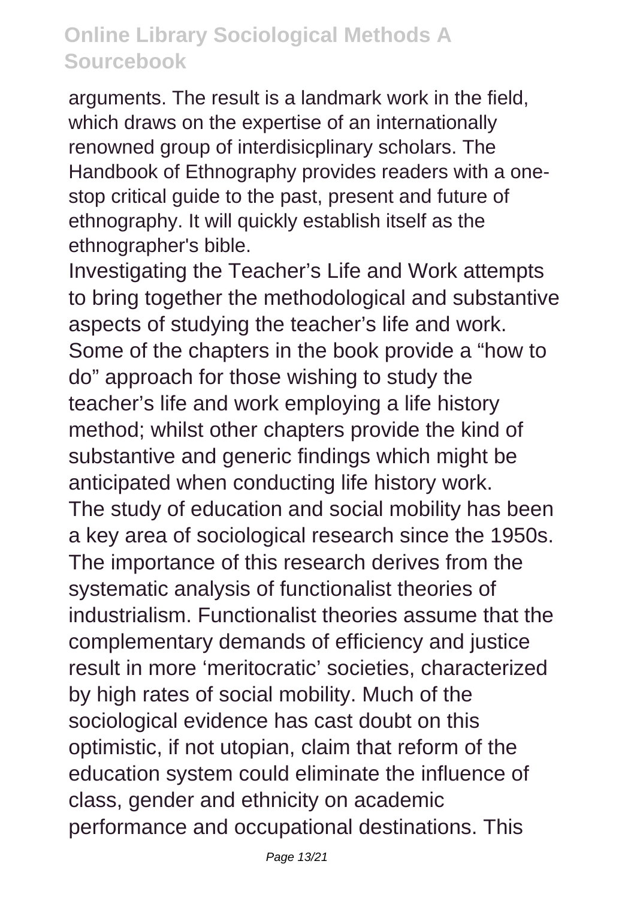arguments. The result is a landmark work in the field, which draws on the expertise of an internationally renowned group of interdisicplinary scholars. The Handbook of Ethnography provides readers with a one-stop critical guide to the past, present and future of ethnography. It will quickly establish itself as the ethnographer's bible.

Investigating the Teacher's Life and Work attempts to bring together the methodological and substantive aspects of studying the teacher's life and work. Some of the chapters in the book provide a "how to do" approach for those wishing to study the teacher's life and work employing a life history method; whilst other chapters provide the kind of substantive and generic findings which might be anticipated when conducting life history work.

The study of education and social mobility has been a key area of sociological research since the 1950s. The importance of this research derives from the systematic analysis of functionalist theories of industrialism. Functionalist theories assume that the complementary demands of efficiency and justice result in more 'meritocratic' societies, characterized by high rates of social mobility. Much of the sociological evidence has cast doubt on this optimistic, if not utopian, claim that reform of the education system could eliminate the influence of class, gender and ethnicity on academic performance and occupational destinations. This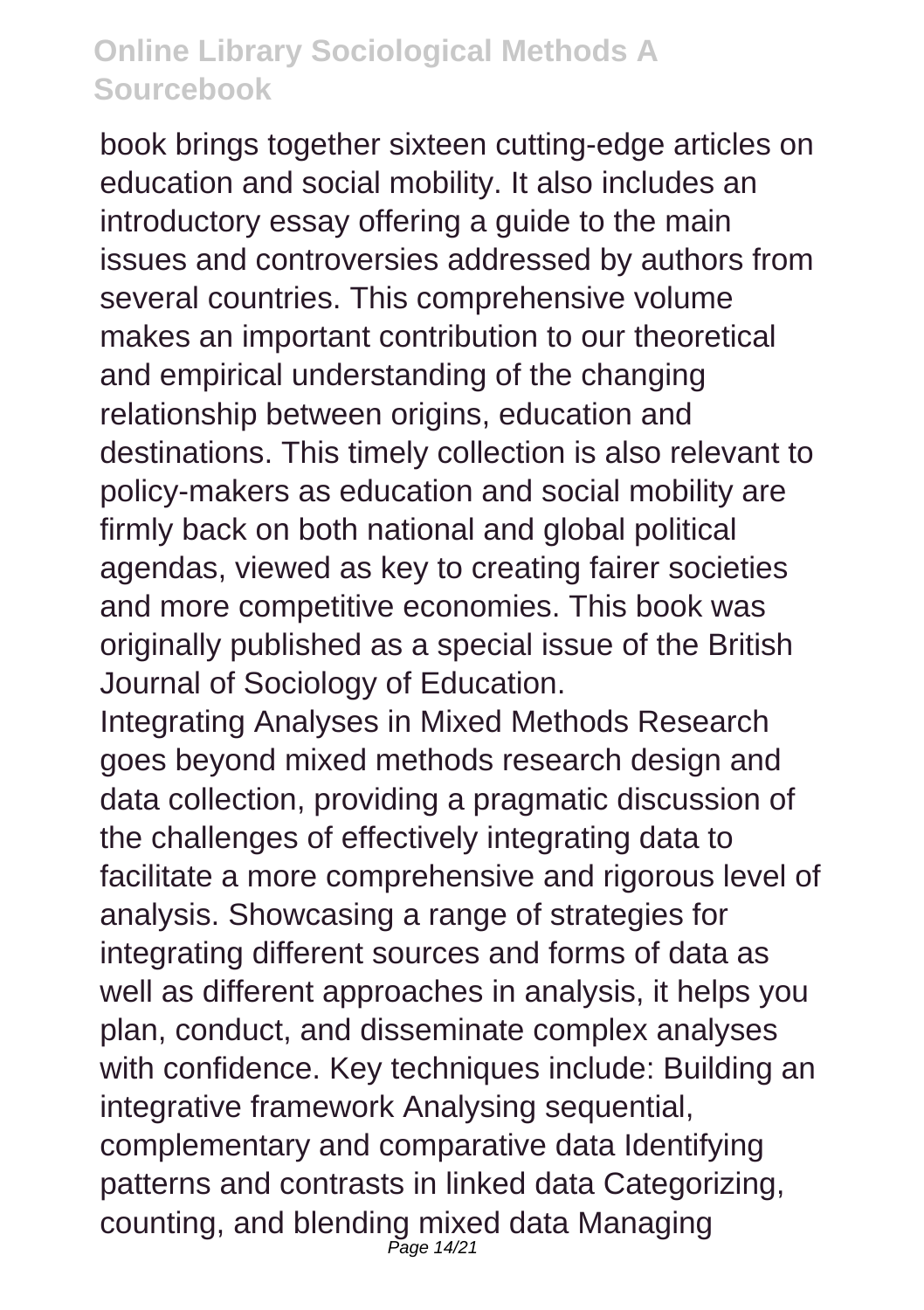book brings together sixteen cutting-edge articles on education and social mobility. It also includes an introductory essay offering a guide to the main issues and controversies addressed by authors from several countries. This comprehensive volume makes an important contribution to our theoretical and empirical understanding of the changing relationship between origins, education and destinations. This timely collection is also relevant to policy-makers as education and social mobility are firmly back on both national and global political agendas, viewed as key to creating fairer societies and more competitive economies. This book was originally published as a special issue of the British Journal of Sociology of Education.

Integrating Analyses in Mixed Methods Research goes beyond mixed methods research design and data collection, providing a pragmatic discussion of the challenges of effectively integrating data to facilitate a more comprehensive and rigorous level of analysis. Showcasing a range of strategies for integrating different sources and forms of data as well as different approaches in analysis, it helps you plan, conduct, and disseminate complex analyses with confidence. Key techniques include: Building an integrative framework Analysing sequential, complementary and comparative data Identifying patterns and contrasts in linked data Categorizing, counting, and blending mixed data Managing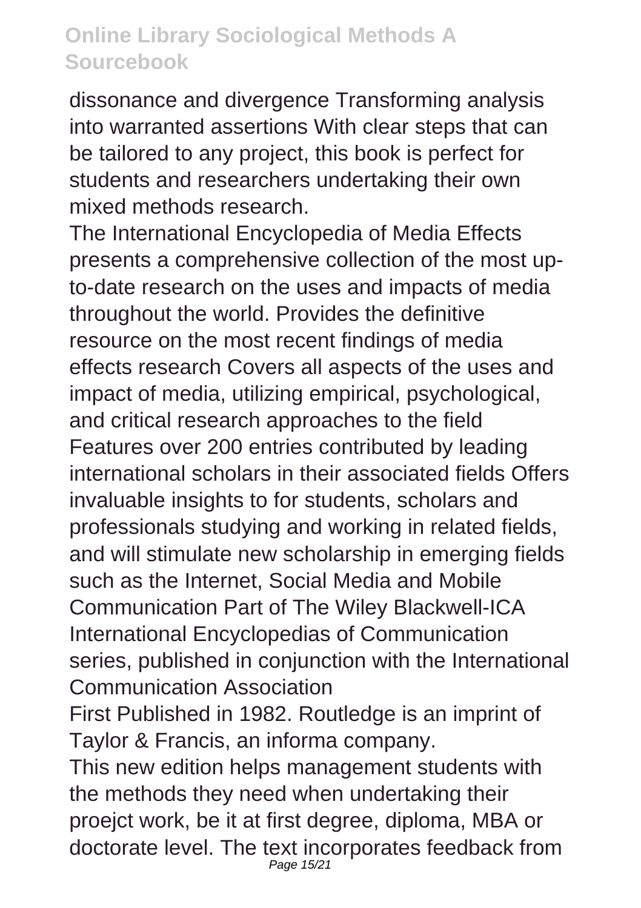dissonance and divergence Transforming analysis into warranted assertions With clear steps that can be tailored to any project, this book is perfect for students and researchers undertaking their own mixed methods research.

The International Encyclopedia of Media Effects presents a comprehensive collection of the most up-to-date research on the uses and impacts of media throughout the world. Provides the definitive resource on the most recent findings of media effects research Covers all aspects of the uses and impact of media, utilizing empirical, psychological, and critical research approaches to the field Features over 200 entries contributed by leading international scholars in their associated fields Offers invaluable insights to for students, scholars and professionals studying and working in related fields, and will stimulate new scholarship in emerging fields such as the Internet, Social Media and Mobile Communication Part of The Wiley Blackwell-ICA International Encyclopedias of Communication series, published in conjunction with the International Communication Association

First Published in 1982. Routledge is an imprint of Taylor & Francis, an informa company.

This new edition helps management students with the methods they need when undertaking their proejct work, be it at first degree, diploma, MBA or doctorate level. The text incorporates feedback from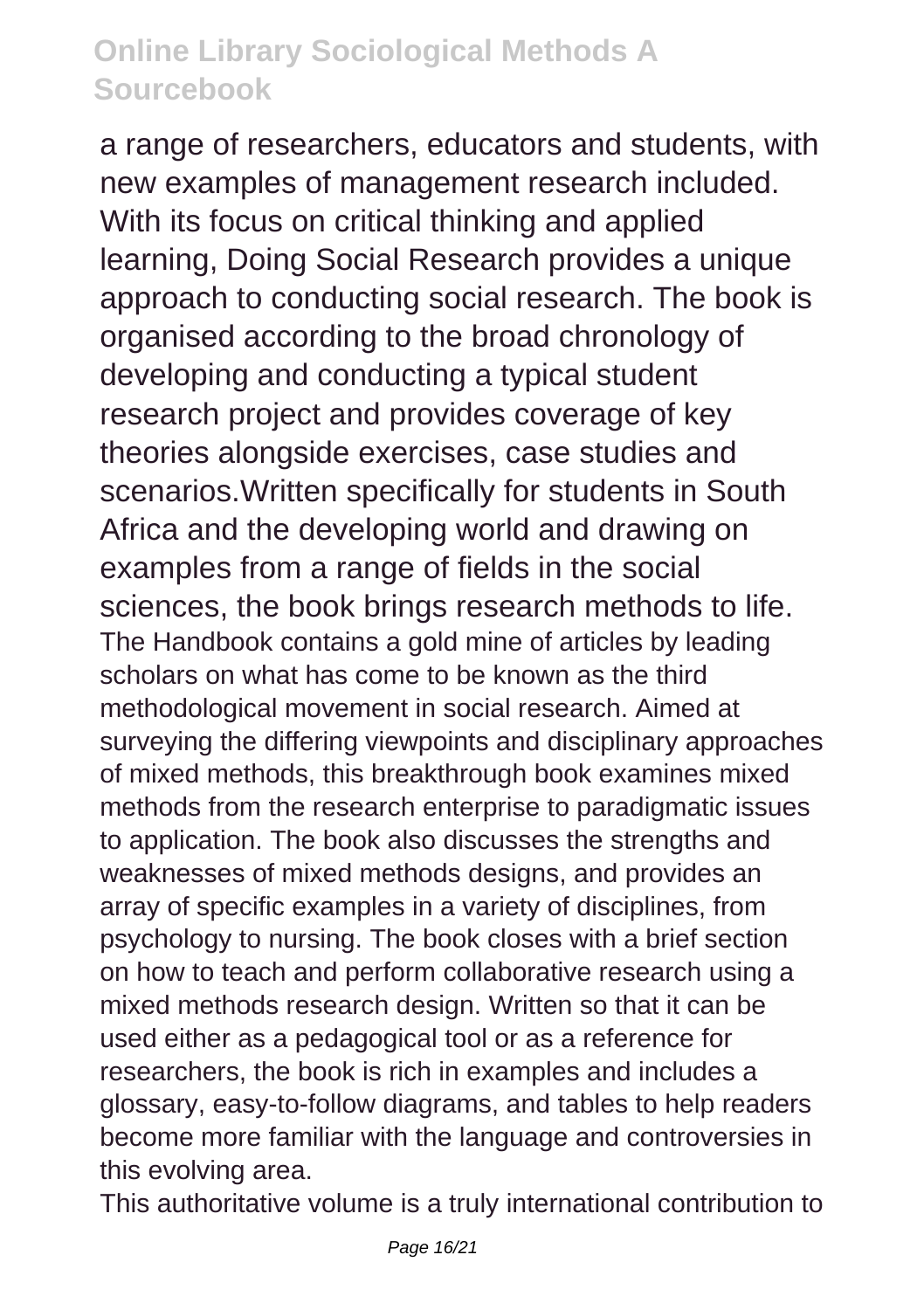a range of researchers, educators and students, with new examples of management research included. With its focus on critical thinking and applied learning, Doing Social Research provides a unique approach to conducting social research. The book is organised according to the broad chronology of developing and conducting a typical student research project and provides coverage of key theories alongside exercises, case studies and scenarios.Written specifically for students in South Africa and the developing world and drawing on examples from a range of fields in the social sciences, the book brings research methods to life.

The Handbook contains a gold mine of articles by leading scholars on what has come to be known as the third methodological movement in social research. Aimed at surveying the differing viewpoints and disciplinary approaches of mixed methods, this breakthrough book examines mixed methods from the research enterprise to paradigmatic issues to application. The book also discusses the strengths and weaknesses of mixed methods designs, and provides an array of specific examples in a variety of disciplines, from psychology to nursing. The book closes with a brief section on how to teach and perform collaborative research using a mixed methods research design. Written so that it can be used either as a pedagogical tool or as a reference for researchers, the book is rich in examples and includes a glossary, easy-to-follow diagrams, and tables to help readers become more familiar with the language and controversies in this evolving area.

This authoritative volume is a truly international contribution to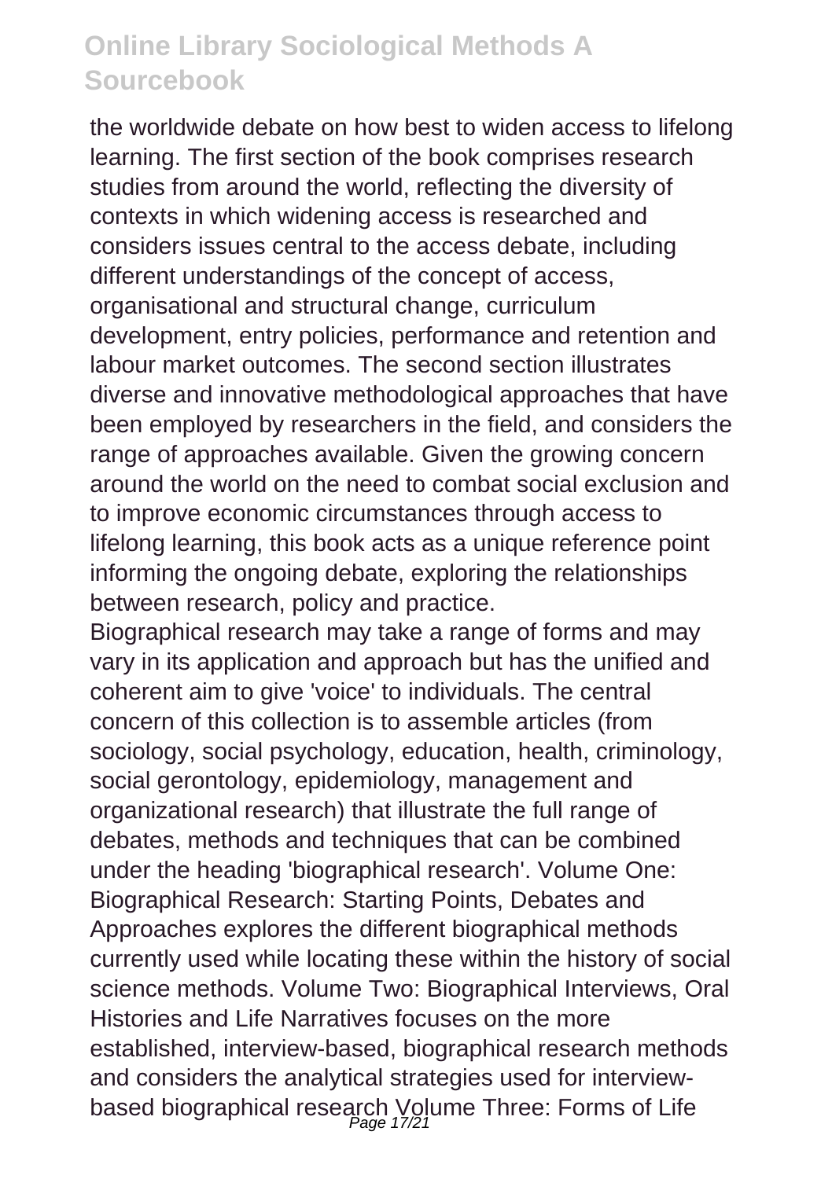the worldwide debate on how best to widen access to lifelong learning. The first section of the book comprises research studies from around the world, reflecting the diversity of contexts in which widening access is researched and considers issues central to the access debate, including different understandings of the concept of access, organisational and structural change, curriculum development, entry policies, performance and retention and labour market outcomes. The second section illustrates diverse and innovative methodological approaches that have been employed by researchers in the field, and considers the range of approaches available. Given the growing concern around the world on the need to combat social exclusion and to improve economic circumstances through access to lifelong learning, this book acts as a unique reference point informing the ongoing debate, exploring the relationships between research, policy and practice.

Biographical research may take a range of forms and may vary in its application and approach but has the unified and coherent aim to give 'voice' to individuals. The central concern of this collection is to assemble articles (from sociology, social psychology, education, health, criminology, social gerontology, epidemiology, management and organizational research) that illustrate the full range of debates, methods and techniques that can be combined under the heading 'biographical research'. Volume One: Biographical Research: Starting Points, Debates and Approaches explores the different biographical methods currently used while locating these within the history of social science methods. Volume Two: Biographical Interviews, Oral Histories and Life Narratives focuses on the more established, interview-based, biographical research methods and considers the analytical strategies used for interview-based biographical research Volume Three: Forms of Life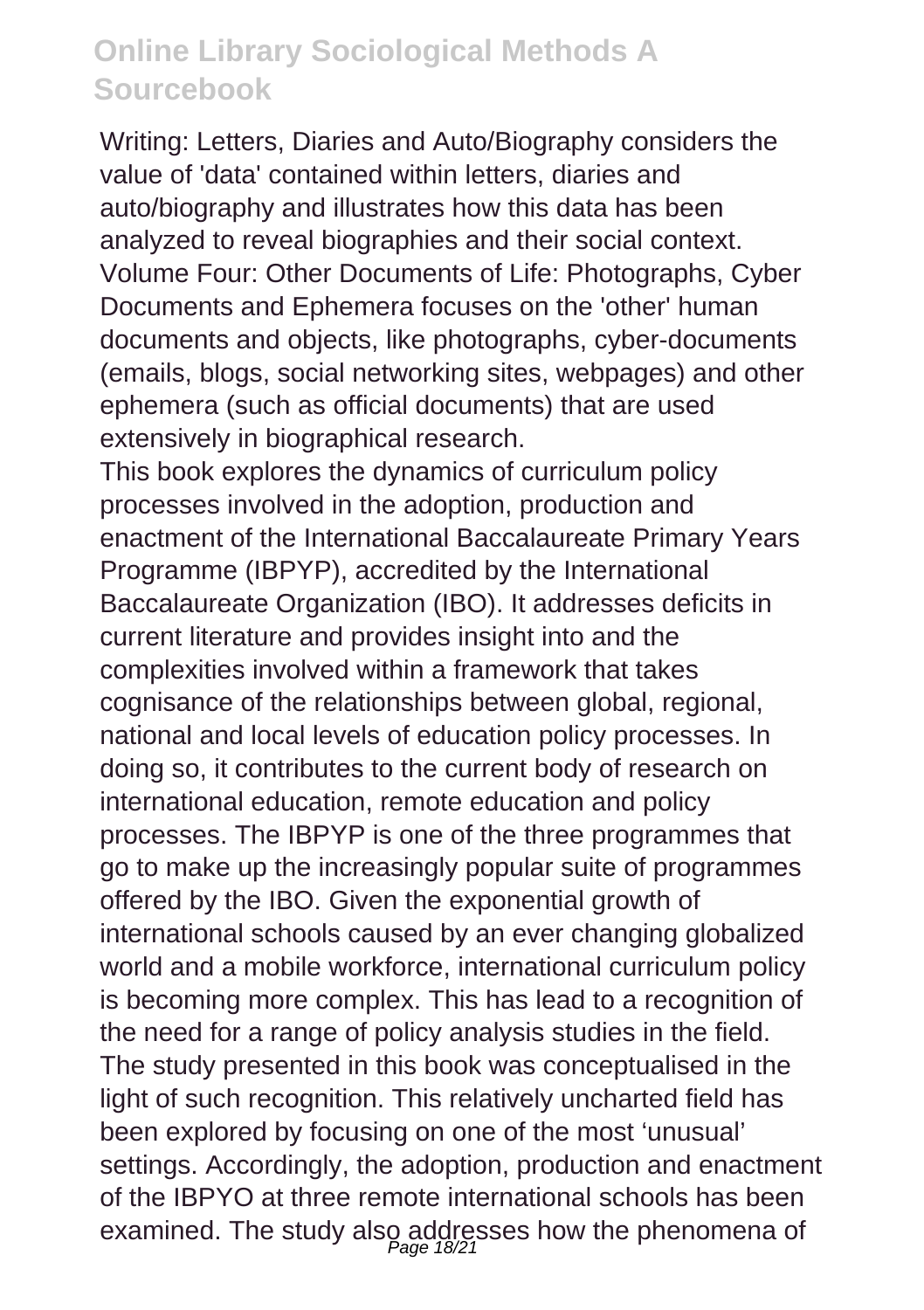Writing: Letters, Diaries and Auto/Biography considers the value of 'data' contained within letters, diaries and auto/biography and illustrates how this data has been analyzed to reveal biographies and their social context. Volume Four: Other Documents of Life: Photographs, Cyber Documents and Ephemera focuses on the 'other' human documents and objects, like photographs, cyber-documents (emails, blogs, social networking sites, webpages) and other ephemera (such as official documents) that are used extensively in biographical research.

This book explores the dynamics of curriculum policy processes involved in the adoption, production and enactment of the International Baccalaureate Primary Years Programme (IBPYP), accredited by the International Baccalaureate Organization (IBO). It addresses deficits in current literature and provides insight into and the complexities involved within a framework that takes cognisance of the relationships between global, regional, national and local levels of education policy processes. In doing so, it contributes to the current body of research on international education, remote education and policy processes. The IBPYP is one of the three programmes that go to make up the increasingly popular suite of programmes offered by the IBO. Given the exponential growth of international schools caused by an ever changing globalized world and a mobile workforce, international curriculum policy is becoming more complex. This has lead to a recognition of the need for a range of policy analysis studies in the field. The study presented in this book was conceptualised in the light of such recognition. This relatively uncharted field has been explored by focusing on one of the most 'unusual' settings. Accordingly, the adoption, production and enactment of the IBPYO at three remote international schools has been examined. The study also addresses how the phenomena of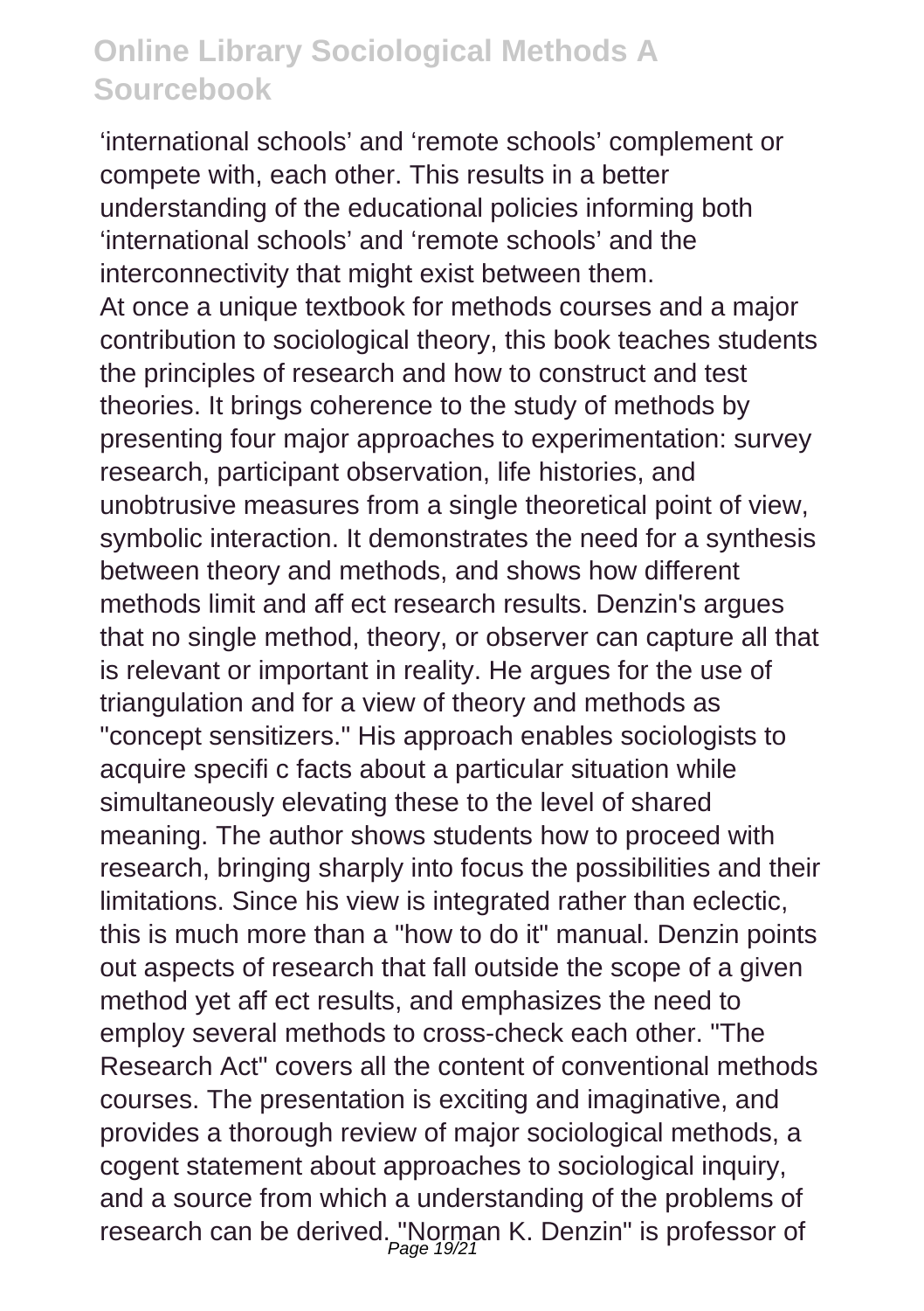'international schools' and 'remote schools' complement or compete with, each other. This results in a better understanding of the educational policies informing both 'international schools' and 'remote schools' and the interconnectivity that might exist between them.

At once a unique textbook for methods courses and a major contribution to sociological theory, this book teaches students the principles of research and how to construct and test theories. It brings coherence to the study of methods by presenting four major approaches to experimentation: survey research, participant observation, life histories, and unobtrusive measures from a single theoretical point of view, symbolic interaction. It demonstrates the need for a synthesis between theory and methods, and shows how different methods limit and aff ect research results. Denzin's argues that no single method, theory, or observer can capture all that is relevant or important in reality. He argues for the use of triangulation and for a view of theory and methods as "concept sensitizers." His approach enables sociologists to acquire specifi c facts about a particular situation while simultaneously elevating these to the level of shared meaning. The author shows students how to proceed with research, bringing sharply into focus the possibilities and their limitations. Since his view is integrated rather than eclectic, this is much more than a "how to do it" manual. Denzin points out aspects of research that fall outside the scope of a given method yet aff ect results, and emphasizes the need to employ several methods to cross-check each other. "The Research Act" covers all the content of conventional methods courses. The presentation is exciting and imaginative, and provides a thorough review of major sociological methods, a cogent statement about approaches to sociological inquiry, and a source from which a understanding of the problems of research can be derived. "Norman K. Denzin" is professor of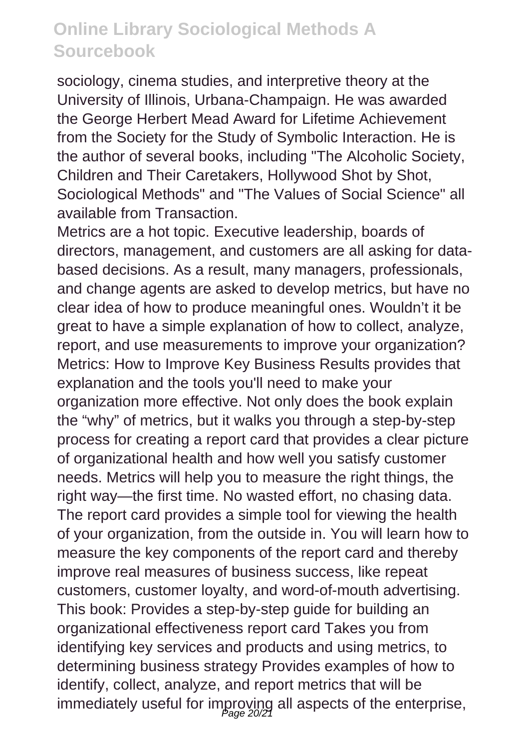sociology, cinema studies, and interpretive theory at the University of Illinois, Urbana-Champaign. He was awarded the George Herbert Mead Award for Lifetime Achievement from the Society for the Study of Symbolic Interaction. He is the author of several books, including "The Alcoholic Society, Children and Their Caretakers, Hollywood Shot by Shot, Sociological Methods" and "The Values of Social Science" all available from Transaction.

Metrics are a hot topic. Executive leadership, boards of directors, management, and customers are all asking for data-based decisions. As a result, many managers, professionals, and change agents are asked to develop metrics, but have no clear idea of how to produce meaningful ones. Wouldn't it be great to have a simple explanation of how to collect, analyze, report, and use measurements to improve your organization? Metrics: How to Improve Key Business Results provides that explanation and the tools you'll need to make your organization more effective. Not only does the book explain the "why" of metrics, but it walks you through a step-by-step process for creating a report card that provides a clear picture of organizational health and how well you satisfy customer needs. Metrics will help you to measure the right things, the right way—the first time. No wasted effort, no chasing data. The report card provides a simple tool for viewing the health of your organization, from the outside in. You will learn how to measure the key components of the report card and thereby improve real measures of business success, like repeat customers, customer loyalty, and word-of-mouth advertising. This book: Provides a step-by-step guide for building an organizational effectiveness report card Takes you from identifying key services and products and using metrics, to determining business strategy Provides examples of how to identify, collect, analyze, and report metrics that will be immediately useful for improving all aspects of the enterprise,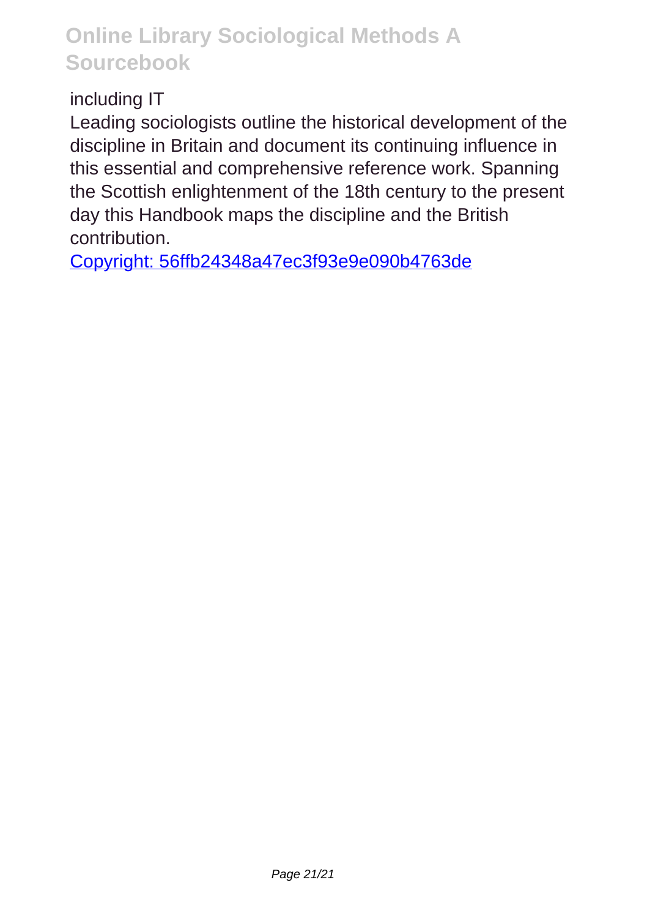including IT

Leading sociologists outline the historical development of the discipline in Britain and document its continuing influence in this essential and comprehensive reference work. Spanning the Scottish enlightenment of the 18th century to the present day this Handbook maps the discipline and the British contribution.

Copyright: 56ffb24348a47ec3f93e9e090b4763de